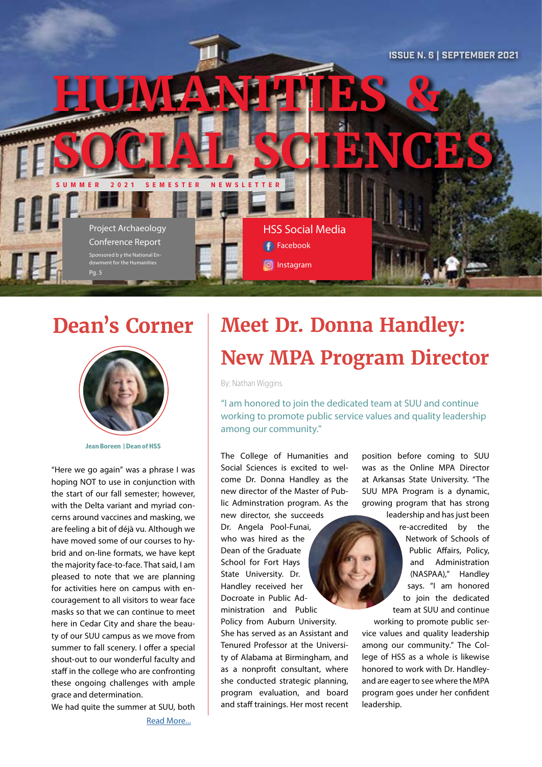ISSUE N. 6 | SEPTEMBER 2021

# HUMANITIES & SOCIAL SCIENCES

SUMMER 2021 SEMESTER NEWSLETTER

Project Archaeology Conference Report

Sponsored b y the National Endowment for the Humanities

Pg. 5

HSS Social Media

- Facebook
- Instagram

## Dean's Corner

Jean Boreen | Dean of HSS

"Here we go again" was a phrase I was hoping NOT to use in conjunction with the start of our fall semester; however, with the Delta variant and myriad concerns around vaccines and masking, we are feeling a bit of déjà vu. Although we have moved some of our courses to hybrid and on-line formats, we have kept the majority face-to-face. That said, I am pleased to note that we are planning for activities here on campus with encouragement to all visitors to wear face masks so that we can continue to meet here in Cedar City and share the beauty of our SUU campus as we move from summer to fall scenery. I offer a special shout-out to our wonderful faculty and staff in the college who are confronting these ongoing challenges with ample grace and determination.

We had quite the summer at SUU, both

Read More...

## Meet Dr. Donna Handley: New MPA Program Director

By: Nathan Wiggins

"I am honored to join the dedicated team at SUU and continue working to promote public service values and quality leadership among our community."

The College of Humanities and Social Sciences is excited to welcome Dr. Donna Handley as the new director of the Master of Public Adminstration program. As the new director, she succeeds Dr. Angela Pool-Funai, who was hired as the Dean of the Graduate School for Fort Hays State University. Dr. Handley received her Docroate in Public Administration and Public Policy from Auburn University. She has served as an Assistant and Tenured Professor at the University of Alabama at Birmingham, and as a nonprofit consultant, where she conducted strategic planning, program evaluation, and board and staff trainings. Her most recent position before coming to SUU was as the Online MPA Director at Arkansas State University. "The SUU MPA Program is a dynamic, growing program that has strong leadership and has just been re-accredited by the Network of Schools of Public Affairs, Policy, and Administration (NASPAA)," Handley says. "I am honored to join the dedicated team at SUU and continue working to promote public service values and quality leadership among our community." The College of HSS as a whole is likewise honored to work with Dr. Handley-and are eager to see where the MPA program goes under her confident leadership.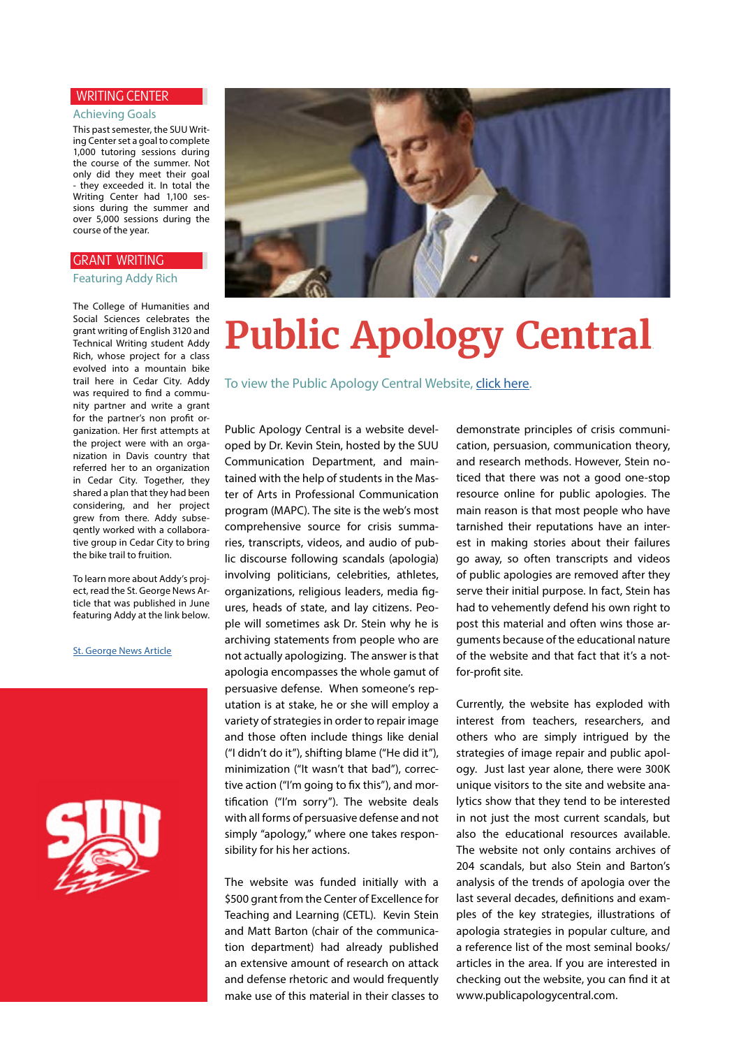## WRITING CENTER

### Achieving Goals

This past semester, the SUU Writing Center set a goal to complete 1,000 tutoring sessions during the course of the summer. Not only did they meet their goal - they exceeded it. In total the Writing Center had 1,100 sessions during the summer and over 5,000 sessions during the course of the year.

## GRANT WRITING

### Featuring Addy Rich

The College of Humanities and Social Sciences celebrates the grant writing of English 3120 and Technical Writing student Addy Rich, whose project for a class evolved into a mountain bike trail here in Cedar City. Addy was required to find a community partner and write a grant for the partner's non profit organization. Her first attempts at the project were with an organization in Davis country that referred her to an organization in Cedar City. Together, they shared a plan that they had been considering, and her project grew from there. Addy subseqently worked with a collaborative group in Cedar City to bring the bike trail to fruition.

To learn more about Addy's project, read the St. George News Article that was published in June featuring Addy at the link below.

[St. George News Article]

# Public Apology Central

To view the Public Apology Central Website, [click here].

Public Apology Central is a website developed by Dr. Kevin Stein, hosted by the SUU Communication Department, and maintained with the help of students in the Master of Arts in Professional Communication program (MAPC). The site is the web's most comprehensive source for crisis summaries, transcripts, videos, and audio of public discourse following scandals (apologia) involving politicians, celebrities, athletes, organizations, religious leaders, media figures, heads of state, and lay citizens. People will sometimes ask Dr. Stein why he is archiving statements from people who are not actually apologizing. The answer is that apologia encompasses the whole gamut of persuasive defense. When someone's reputation is at stake, he or she will employ a variety of strategies in order to repair image and those often include things like denial ("I didn't do it"), shifting blame ("He did it"), minimization ("It wasn't that bad"), corrective action ("I'm going to fix this"), and mortification ("I'm sorry"). The website deals with all forms of persuasive defense and not simply "apology," where one takes responsibility for his her actions.

The website was funded initially with a $500 grant from the Center of Excellence for Teaching and Learning (CETL). Kevin Stein and Matt Barton (chair of the communication department) had already published an extensive amount of research on attack and defense rhetoric and would frequently make use of this material in their classes to demonstrate principles of crisis communication, persuasion, communication theory, and research methods. However, Stein noticed that there was not a good one-stop resource online for public apologies. The main reason is that most people who have tarnished their reputations have an interest in making stories about their failures go away, so often transcripts and videos of public apologies are removed after they serve their initial purpose. In fact, Stein has had to vehemently defend his own right to post this material and often wins those arguments because of the educational nature of the website and that fact that it's a not-for-profit site.

Currently, the website has exploded with interest from teachers, researchers, and others who are simply intrigued by the strategies of image repair and public apology. Just last year alone, there were 300K unique visitors to the site and website analytics show that they tend to be interested in not just the most current scandals, but also the educational resources available. The website not only contains archives of 204 scandals, but also Stein and Barton's analysis of the trends of apologia over the last several decades, definitions and examples of the key strategies, illustrations of apologia strategies in popular culture, and a reference list of the most seminal books/articles in the area. If you are interested in checking out the website, you can find it at www.publicapologycentral.com.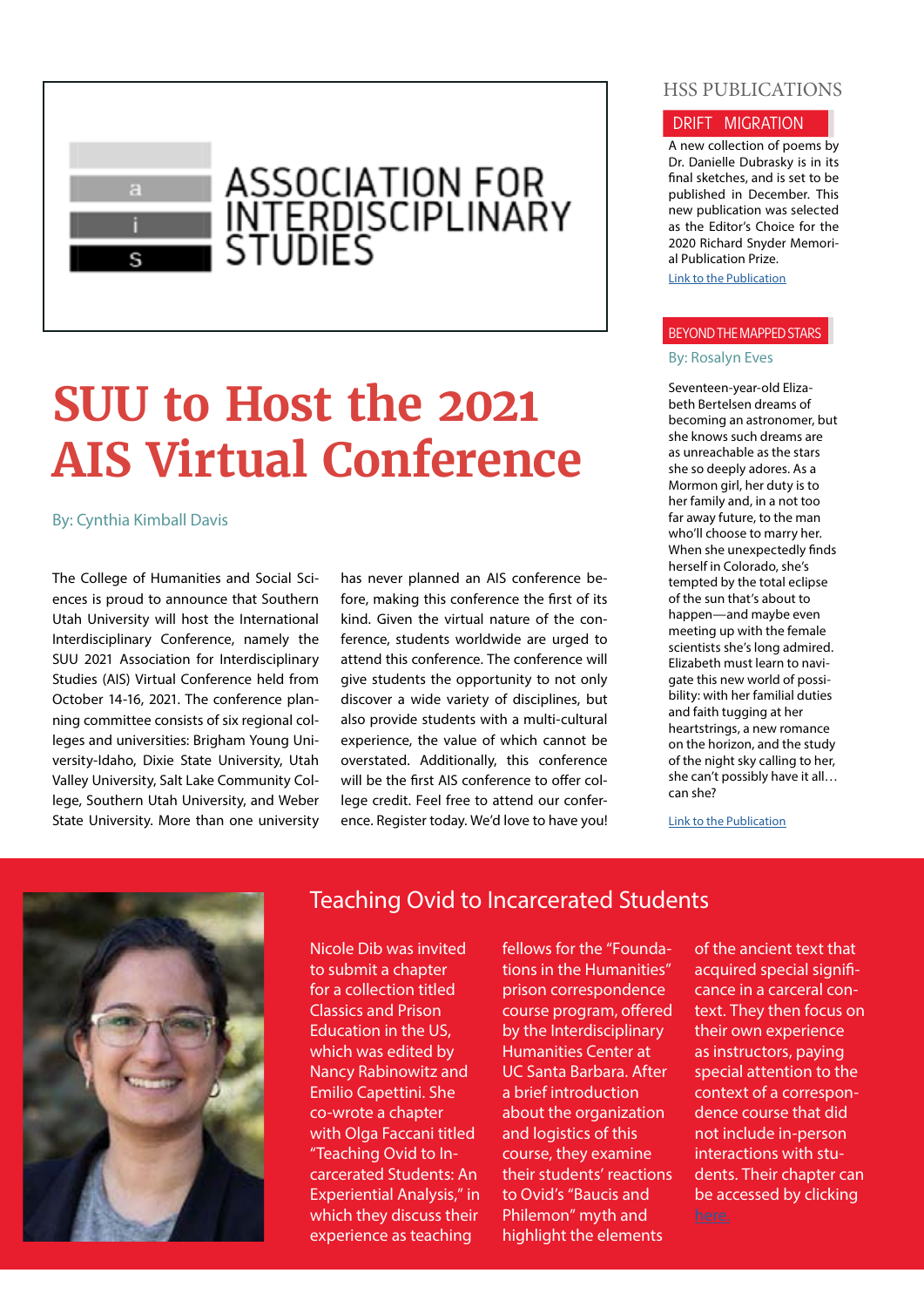ASSOCIATION FOR INTERDISCIPLINARY STUDIES

# SUU to Host the 2021 AIS Virtual Conference

By: Cynthia Kimball Davis

The College of Humanities and Social Sciences is proud to announce that Southern Utah University will host the International Interdisciplinary Conference, namely the SUU 2021 Association for Interdisciplinary Studies (AIS) Virtual Conference held from October 14-16, 2021. The conference planning committee consists of six regional colleges and universities: Brigham Young University-Idaho, Dixie State University, Utah Valley University, Salt Lake Community College, Southern Utah University, and Weber State University. More than one university has never planned an AIS conference before, making this conference the first of its kind. Given the virtual nature of the conference, students worldwide are urged to attend this conference. The conference will give students the opportunity to not only discover a wide variety of disciplines, but also provide students with a multi-cultural experience, the value of which cannot be overstated. Additionally, this conference will be the first AIS conference to offer college credit. Feel free to attend our conference. Register today. We'd love to have you!

## HSS PUBLICATIONS

### DRIFT MIGRATION

A new collection of poems by Dr. Danielle Dubrasky is in its final sketches, and is set to be published in December. This new publication was selected as the Editor's Choice for the 2020 Richard Snyder Memorial Publication Prize.

Link to the Publication

### BEYOND THE MAPPED STARS

By: Rosalyn Eves

Seventeen-year-old Elizabeth Bertelsen dreams of becoming an astronomer, but she knows such dreams are as unreachable as the stars she so deeply adores. As a Mormon girl, her duty is to her family and, in a not too far away future, to the man who'll choose to marry her. When she unexpectedly finds herself in Colorado, she's tempted by the total eclipse of the sun that's about to happen—and maybe even meeting up with the female scientists she's long admired. Elizabeth must learn to navigate this new world of possibility: with her familial duties and faith tugging at her heartstrings, a new romance on the horizon, and the study of the night sky calling to her, she can't possibly have it all…can she?

Link to the Publication

## Teaching Ovid to Incarcerated Students

Nicole Dib was invited to submit a chapter for a collection titled Classics and Prison Education in the US, which was edited by Nancy Rabinowitz and Emilio Capettini. She co-wrote a chapter with Olga Faccani titled "Teaching Ovid to Incarcerated Students: An Experiential Analysis," in which they discuss their experience as teaching fellows for the "Foundations in the Humanities" prison correspondence course program, offered by the Interdisciplinary Humanities Center at UC Santa Barbara. After a brief introduction about the organization and logistics of this course, they examine their students' reactions to Ovid's "Baucis and Philemon" myth and highlight the elements of the ancient text that acquired special significance in a carceral context. They then focus on their own experience as instructors, paying special attention to the context of a correspondence course that did not include in-person interactions with students. Their chapter can be accessed by clicking here.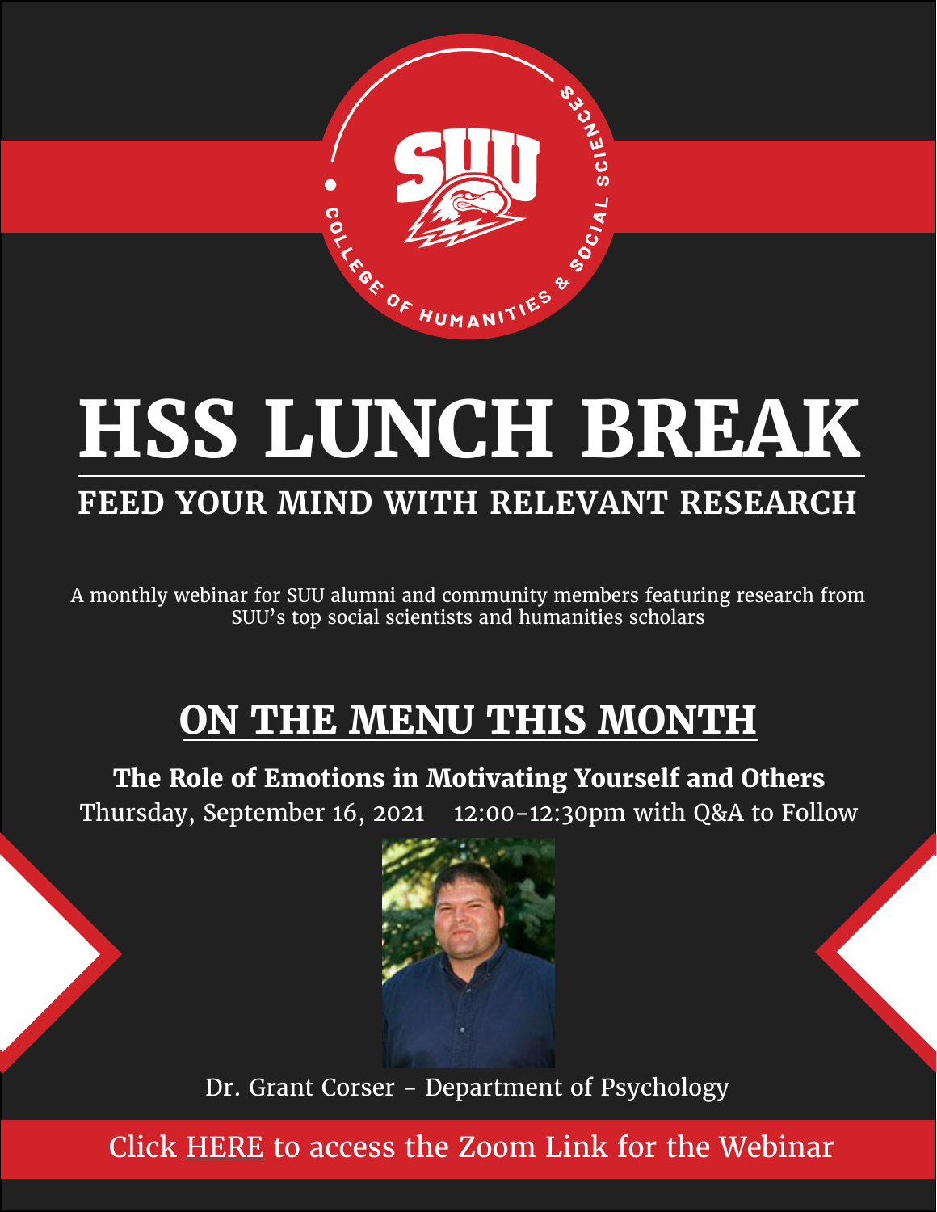SUU — COLLEGE OF HUMANITIES & SOCIAL SCIENCES

# HSS LUNCH BREAK

## FEED YOUR MIND WITH RELEVANT RESEARCH

A monthly webinar for SUU alumni and community members featuring research from SUU's top social scientists and humanities scholars

## ON THE MENU THIS MONTH

**The Role of Emotions in Motivating Yourself and Others**

Thursday, September 16, 2021 12:00-12:30pm with Q&A to Follow

Dr. Grant Corser - Department of Psychology

Click HERE to access the Zoom Link for the Webinar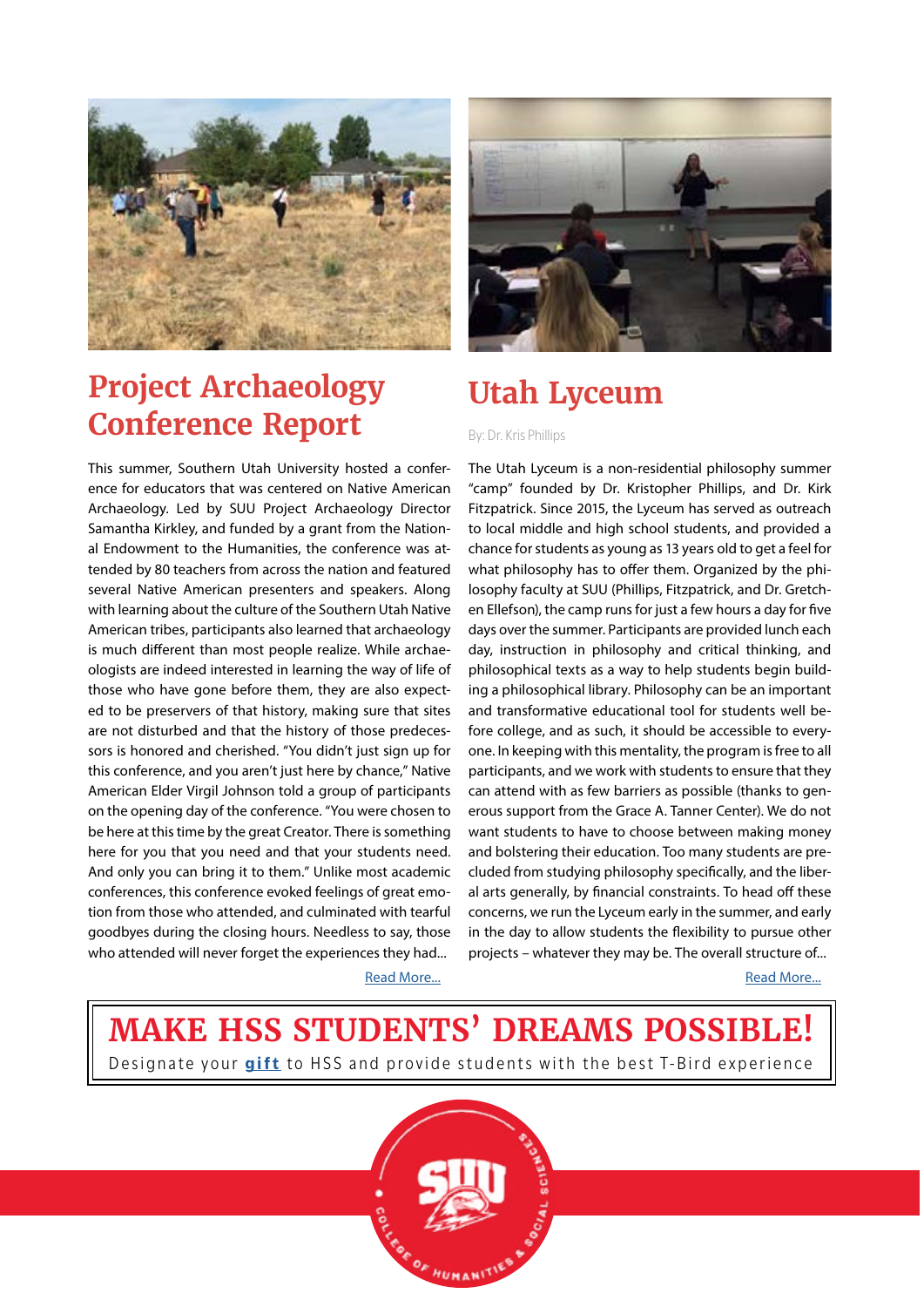## Project Archaeology Conference Report

This summer, Southern Utah University hosted a conference for educators that was centered on Native American Archaeology. Led by SUU Project Archaeology Director Samantha Kirkley, and funded by a grant from the National Endowment to the Humanities, the conference was attended by 80 teachers from across the nation and featured several Native American presenters and speakers. Along with learning about the culture of the Southern Utah Native American tribes, participants also learned that archaeology is much different than most people realize. While archaeologists are indeed interested in learning the way of life of those who have gone before them, they are also expected to be preservers of that history, making sure that sites are not disturbed and that the history of those predecessors is honored and cherished. "You didn't just sign up for this conference, and you aren't just here by chance," Native American Elder Virgil Johnson told a group of participants on the opening day of the conference. "You were chosen to be here at this time by the great Creator. There is something here for you that you need and that your students need. And only you can bring it to them." Unlike most academic conferences, this conference evoked feelings of great emotion from those who attended, and culminated with tearful goodbyes during the closing hours. Needless to say, those who attended will never forget the experiences they had...

Read More...

## Utah Lyceum

By: Dr. Kris Phillips

The Utah Lyceum is a non-residential philosophy summer "camp" founded by Dr. Kristopher Phillips, and Dr. Kirk Fitzpatrick. Since 2015, the Lyceum has served as outreach to local middle and high school students, and provided a chance for students as young as 13 years old to get a feel for what philosophy has to offer them. Organized by the philosophy faculty at SUU (Phillips, Fitzpatrick, and Dr. Gretchen Ellefson), the camp runs for just a few hours a day for five days over the summer. Participants are provided lunch each day, instruction in philosophy and critical thinking, and philosophical texts as a way to help students begin building a philosophical library. Philosophy can be an important and transformative educational tool for students well before college, and as such, it should be accessible to everyone. In keeping with this mentality, the program is free to all participants, and we work with students to ensure that they can attend with as few barriers as possible (thanks to generous support from the Grace A. Tanner Center). We do not want students to have to choose between making money and bolstering their education. Too many students are precluded from studying philosophy specifically, and the liberal arts generally, by financial constraints. To head off these concerns, we run the Lyceum early in the summer, and early in the day to allow students the flexibility to pursue other projects – whatever they may be. The overall structure of...

Read More...

## MAKE HSS STUDENTS' DREAMS POSSIBLE!

Designate your **gift** to HSS and provide students with the best T-Bird experience

SUU • COLLEGE OF HUMANITIES & SOCIAL SCIENCES